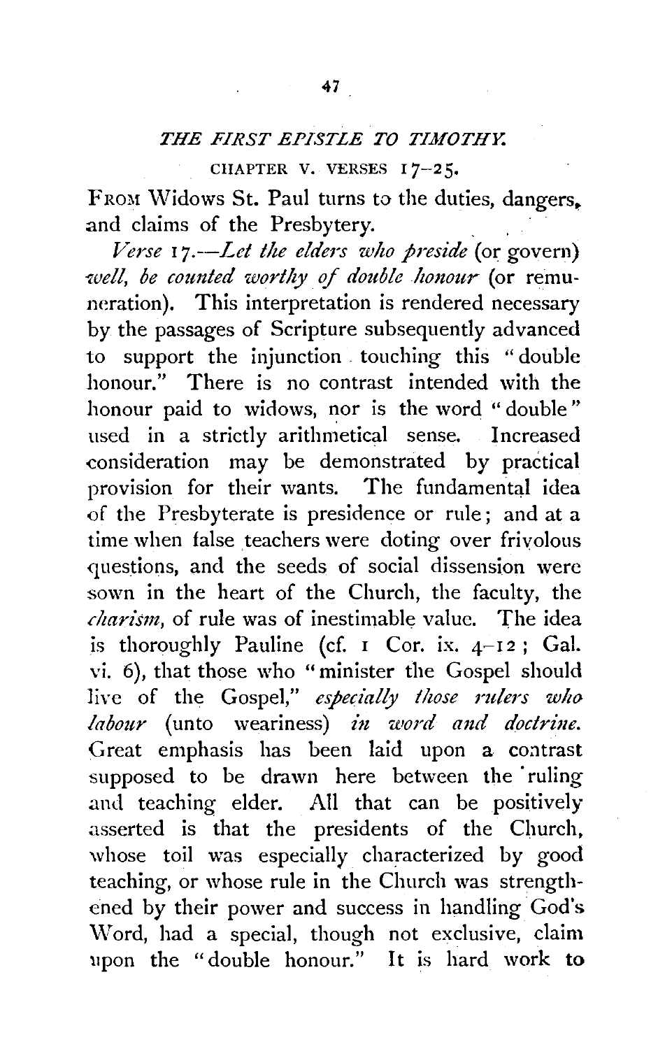## *THE FIRST EPISTLE TO TIMOTHY.*

### CHAPTER V. VERSES 17–25.

FROM Widows St. Paul turns to the duties, dangers, and claims of the Presbytery.

*Verse* 17.—*Let the elders who preside* (or govern) *well, be counted worthy of double honour* (or remuneration). This interpretation is rendered necessary by the passages of Scripture subsequently advanced to support the injunction touching this "double honour." There is no contrast intended with the honour paid to widows, nor is the word "double" used in a strictly arithmetical sense. Increased consideration may be demonstrated by practical provision for their wants. The fundamental idea of the Presbyterate is presidence or rule; and at a time when false teachers were doting over frivolous questions, and the seeds of social dissension were sown in the heart of the Church, the faculty, the *charism*, of rule was of inestimable value. The idea is thoroughly Pauline (cf. 1 Cor. ix. 4–12; Gal. vi. 6), that those who "minister the Gospel should live of the Gospel," *especially those rulers who labour* (unto weariness) *in word and doctrine.* Great emphasis has been laid upon a contrast supposed to be drawn here between the ruling and teaching elder. All that can be positively asserted is that the presidents of the Church, whose toil was especially characterized by good teaching, or whose rule in the Church was strengthened by their power and success in handling God's Word, had a special, though not exclusive, claim upon the "double honour." It is hard work to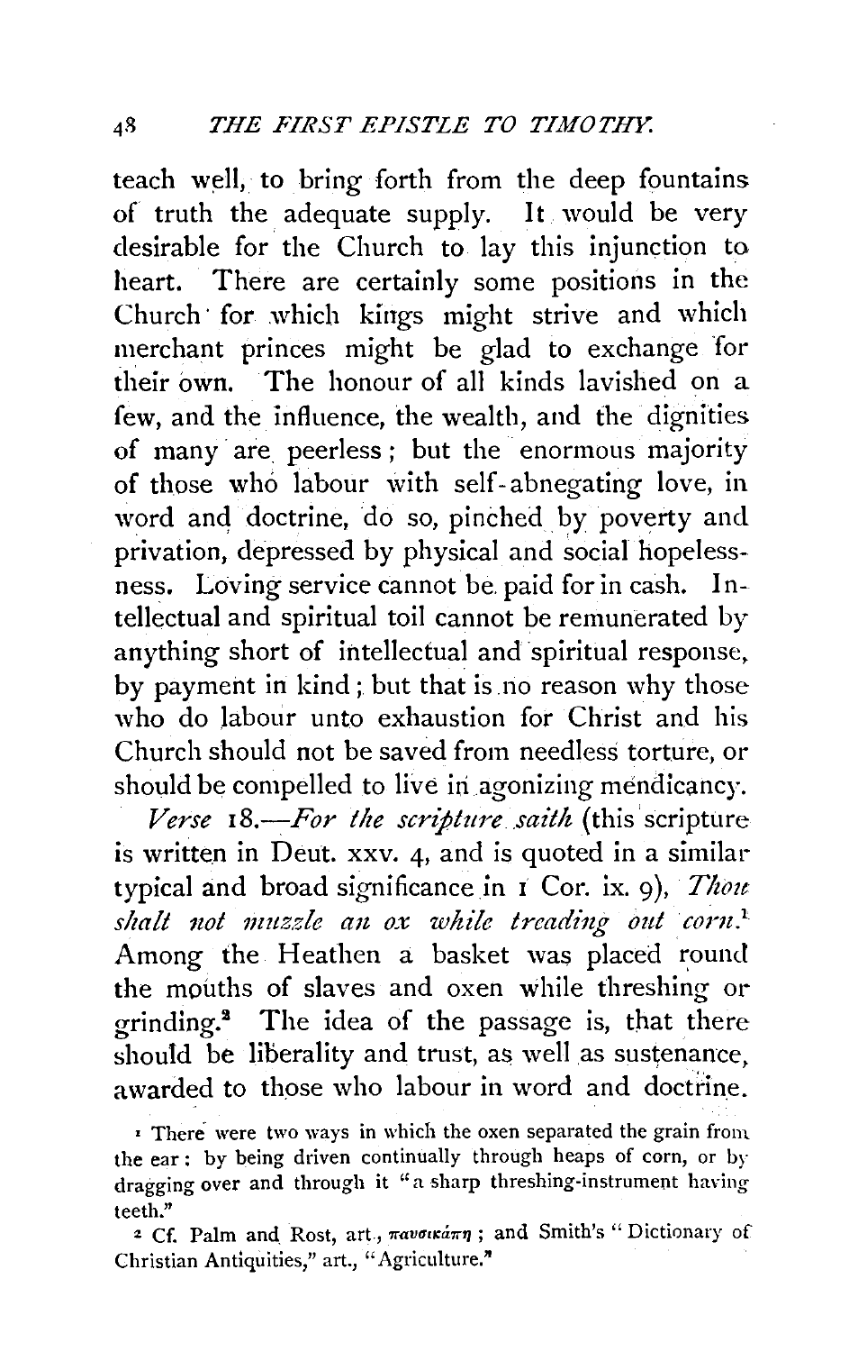teach well, to bring forth from the deep fountains of truth the adequate supply. It would be very desirable for the Church to lay this injunction to heart. There are certainly some positions in the Church for which kings might strive and which merchant princes might be glad to exchange for their own. The honour of all kinds lavished on a few, and the influence, the wealth, and the dignities of many are peerless; but the enormous majority of those who labour with self-abnegating love, in word and doctrine, do so, pinched by poverty and privation, depressed by physical and social hopelessness. Loving service cannot be paid for in cash. Intellectual and spiritual toil cannot be remunerated by anything short of intellectual and spiritual response, by payment in kind; but that is no reason why those who do labour unto exhaustion for Christ and his Church should not be saved from needless torture, or should be compelled to live in agonizing mendicancy.

*Verse* 18.—*For the scripture saith* (this scripture is written in Deut. xxv. 4, and is quoted in a similar typical and broad significance in 1 Cor. ix. 9), *Thou shalt not muzzle an ox while treading out corn.*[1] Among the Heathen a basket was placed round the mouths of slaves and oxen while threshing or grinding.[2] The idea of the passage is, that there should be liberality and trust, as well as sustenance, awarded to those who labour in word and doctrine.

[1] There were two ways in which the oxen separated the grain from the ear: by being driven continually through heaps of corn, or by dragging over and through it "a sharp threshing-instrument having teeth."

[2] Cf. Palm and Rost, art., παυσικάπη; and Smith's "Dictionary of Christian Antiquities," art., "Agriculture."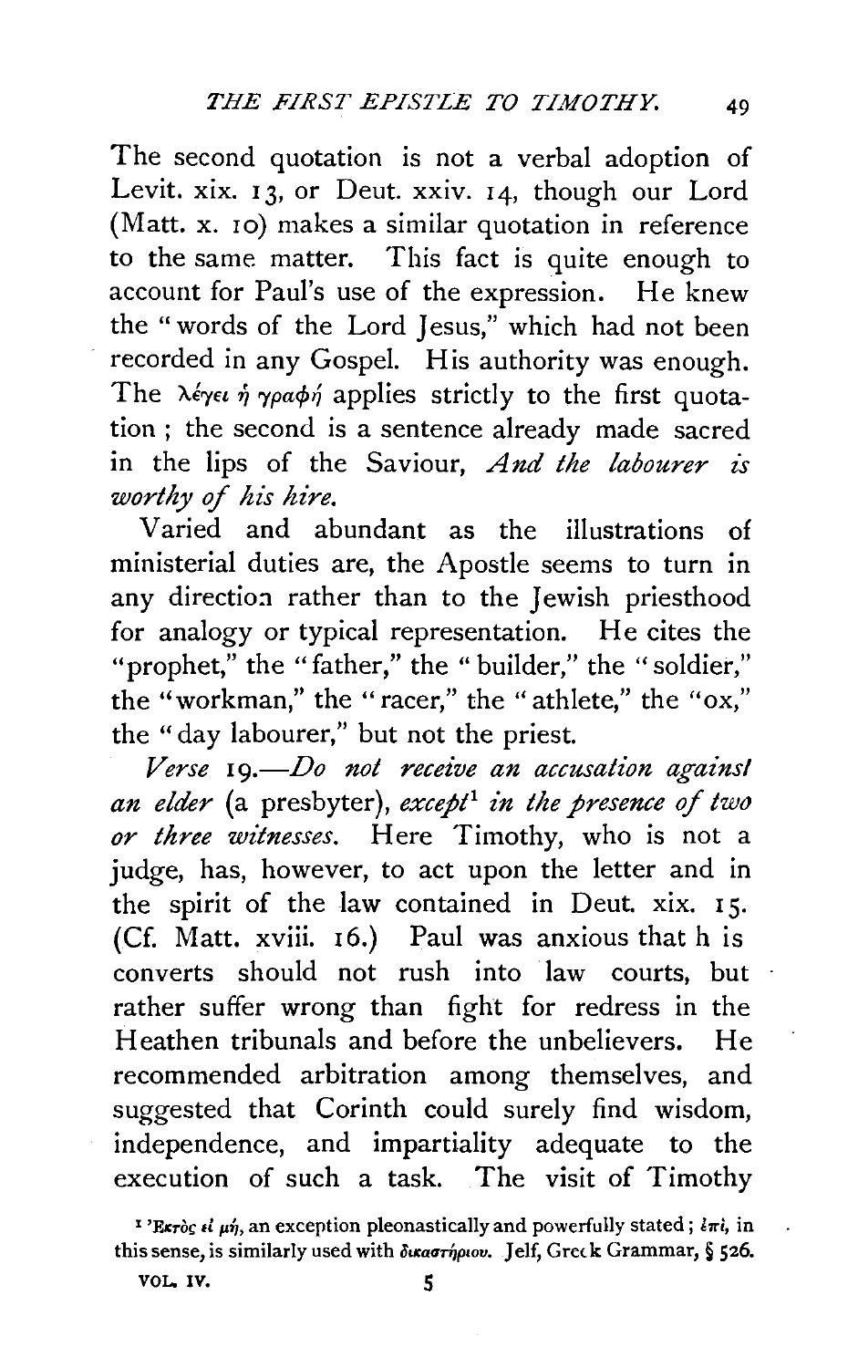The second quotation is not a verbal adoption of Levit. xix. 13, or Deut. xxiv. 14, though our Lord (Matt. x. 10) makes a similar quotation in reference to the same matter. This fact is quite enough to account for Paul's use of the expression. He knew the "words of the Lord Jesus," which had not been recorded in any Gospel. His authority was enough. The λέγει ἡ γραφή applies strictly to the first quotation; the second is a sentence already made sacred in the lips of the Saviour, *And the labourer is worthy of his hire.*

Varied and abundant as the illustrations of ministerial duties are, the Apostle seems to turn in any direction rather than to the Jewish priesthood for analogy or typical representation. He cites the "prophet," the "father," the "builder," the "soldier," the "workman," the "racer," the "athlete," the "ox," the "day labourer," but not the priest.

*Verse* 19.—*Do not receive an accusation against an elder* (a presbyter), *except*[1] *in the presence of two or three witnesses.* Here Timothy, who is not a judge, has, however, to act upon the letter and in the spirit of the law contained in Deut. xix. 15. (Cf. Matt. xviii. 16.) Paul was anxious that his converts should not rush into law courts, but rather suffer wrong than fight for redress in the Heathen tribunals and before the unbelievers. He recommended arbitration among themselves, and suggested that Corinth could surely find wisdom, independence, and impartiality adequate to the execution of such a task. The visit of Timothy

[1] Ἐκτὸς εἰ μή, an exception pleonastically and powerfully stated; ἐπί, in this sense, is similarly used with δικαστήριον. Jelf, Greek Grammar, § 526.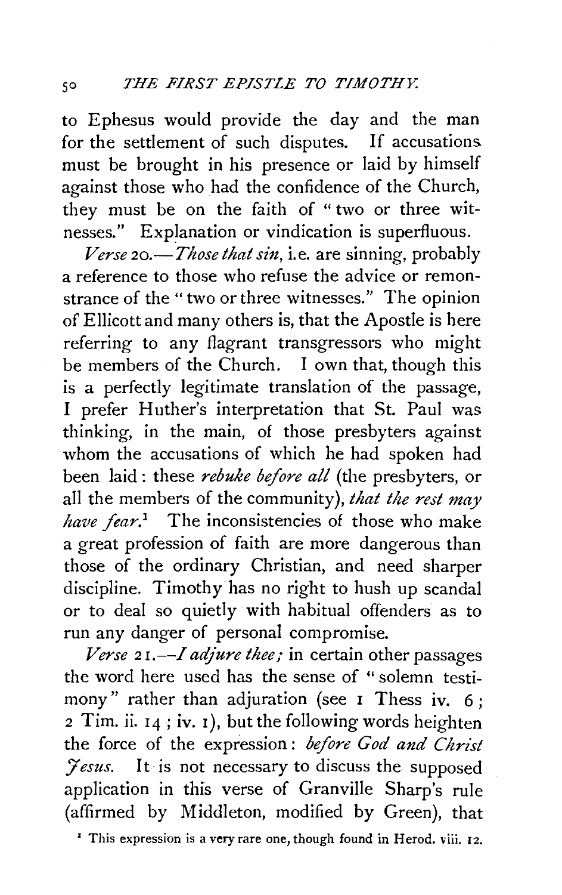to Ephesus would provide the day and the man for the settlement of such disputes. If accusations must be brought in his presence or laid by himself against those who had the confidence of the Church, they must be on the faith of "two or three witnesses." Explanation or vindication is superfluous.

*Verse* 20.—*Those that sin,* i.e. are sinning, probably a reference to those who refuse the advice or remonstrance of the "two or three witnesses." The opinion of Ellicott and many others is, that the Apostle is here referring to any flagrant transgressors who might be members of the Church. I own that, though this is a perfectly legitimate translation of the passage, I prefer Huther's interpretation that St. Paul was thinking, in the main, of those presbyters against whom the accusations of which he had spoken had been laid: these *rebuke before all* (the presbyters, or all the members of the community), *that the rest may have fear.*[1] The inconsistencies of those who make a great profession of faith are more dangerous than those of the ordinary Christian, and need sharper discipline. Timothy has no right to hush up scandal or to deal so quietly with habitual offenders as to run any danger of personal compromise.

*Verse* 21.—*I adjure thee;* in certain other passages the word here used has the sense of "solemn testimony" rather than adjuration (see 1 Thess iv. 6; 2 Tim. ii. 14; iv. 1), but the following words heighten the force of the expression: *before God and Christ Jesus.* It is not necessary to discuss the supposed application in this verse of Granville Sharp's rule (affirmed by Middleton, modified by Green), that

[1] This expression is a very rare one, though found in Herod. viii. 12.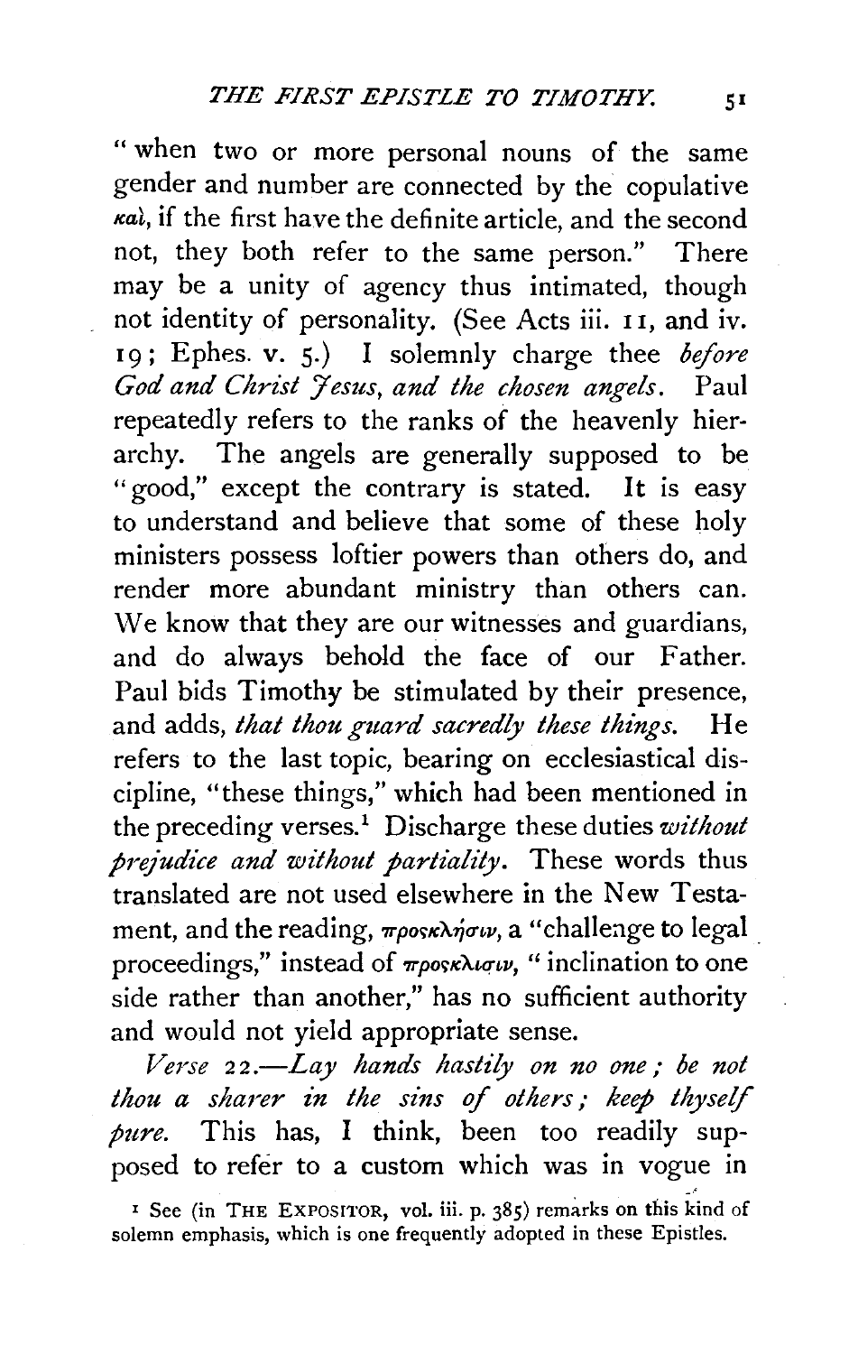"when two or more personal nouns of the same gender and number are connected by the copulative καὶ, if the first have the definite article, and the second not, they both refer to the same person." There may be a unity of agency thus intimated, though not identity of personality. (See Acts iii. 11, and iv. 19; Ephes. v. 5.) I solemnly charge thee *before God and Christ Jesus, and the chosen angels*. Paul repeatedly refers to the ranks of the heavenly hierarchy. The angels are generally supposed to be "good," except the contrary is stated. It is easy to understand and believe that some of these holy ministers possess loftier powers than others do, and render more abundant ministry than others can. We know that they are our witnesses and guardians, and do always behold the face of our Father. Paul bids Timothy be stimulated by their presence, and adds, *that thou guard sacredly these things*. He refers to the last topic, bearing on ecclesiastical discipline, "these things," which had been mentioned in the preceding verses.[1] Discharge these duties *without prejudice and without partiality*. These words thus translated are not used elsewhere in the New Testament, and the reading, προσκλήσιν, a "challenge to legal proceedings," instead of πρόσκλισιν, "inclination to one side rather than another," has no sufficient authority and would not yield appropriate sense.

*Verse 22.—Lay hands hastily on no one; be not thou a sharer in the sins of others; keep thyself pure.* This has, I think, been too readily supposed to refer to a custom which was in vogue in

[1] See (in THE EXPOSITOR, vol. iii. p. 385) remarks on this kind of solemn emphasis, which is one frequently adopted in these Epistles.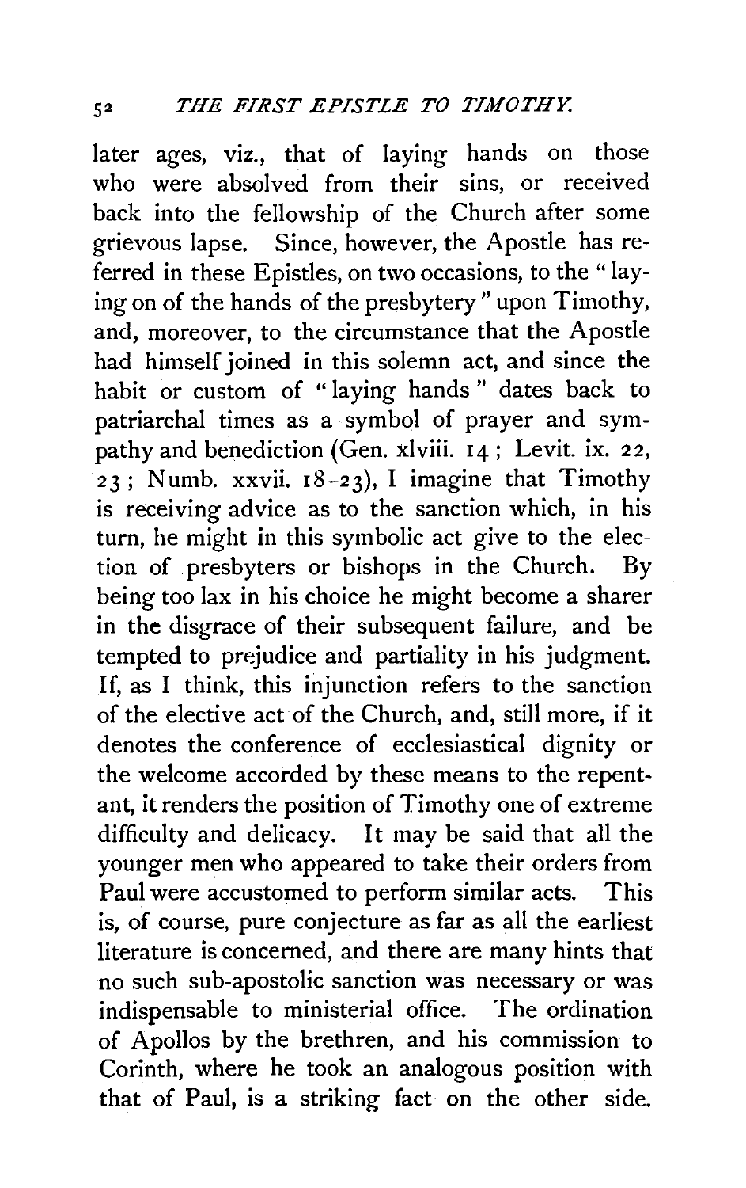later ages, viz., that of laying hands on those who were absolved from their sins, or received back into the fellowship of the Church after some grievous lapse. Since, however, the Apostle has referred in these Epistles, on two occasions, to the "laying on of the hands of the presbytery" upon Timothy, and, moreover, to the circumstance that the Apostle had himself joined in this solemn act, and since the habit or custom of "laying hands" dates back to patriarchal times as a symbol of prayer and sympathy and benediction (Gen. xlviii. 14; Levit. ix. 22, 23; Numb. xxvii. 18-23), I imagine that Timothy is receiving advice as to the sanction which, in his turn, he might in this symbolic act give to the election of presbyters or bishops in the Church. By being too lax in his choice he might become a sharer in the disgrace of their subsequent failure, and be tempted to prejudice and partiality in his judgment. If, as I think, this injunction refers to the sanction of the elective act of the Church, and, still more, if it denotes the conference of ecclesiastical dignity or the welcome accorded by these means to the repentant, it renders the position of Timothy one of extreme difficulty and delicacy. It may be said that all the younger men who appeared to take their orders from Paul were accustomed to perform similar acts. This is, of course, pure conjecture as far as all the earliest literature is concerned, and there are many hints that no such sub-apostolic sanction was necessary or was indispensable to ministerial office. The ordination of Apollos by the brethren, and his commission to Corinth, where he took an analogous position with that of Paul, is a striking fact on the other side.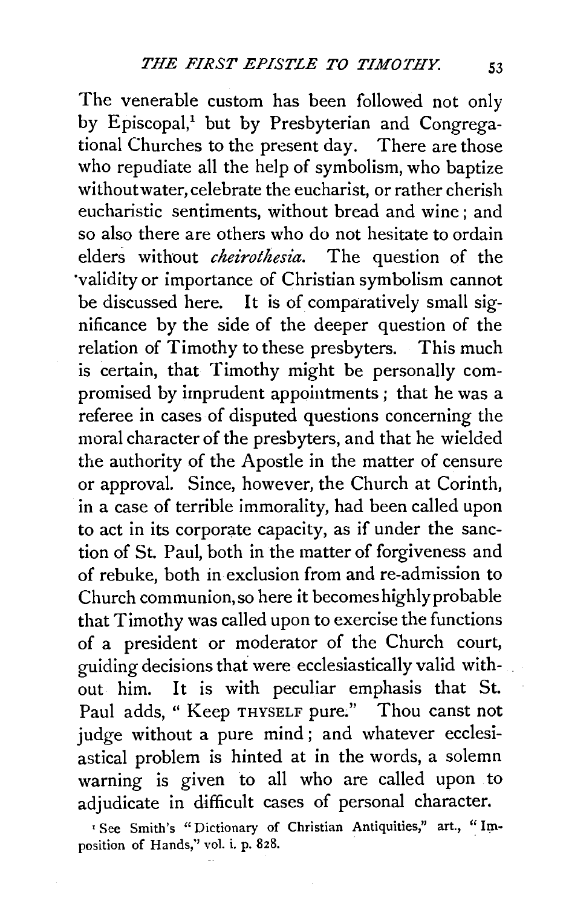The venerable custom has been followed not only by Episcopal,[1] but by Presbyterian and Congregational Churches to the present day. There are those who repudiate all the help of symbolism, who baptize without water, celebrate the eucharist, or rather cherish eucharistic sentiments, without bread and wine; and so also there are others who do not hesitate to ordain elders without *cheirothesia*. The question of the validity or importance of Christian symbolism cannot be discussed here. It is of comparatively small significance by the side of the deeper question of the relation of Timothy to these presbyters. This much is certain, that Timothy might be personally compromised by imprudent appointments; that he was a referee in cases of disputed questions concerning the moral character of the presbyters, and that he wielded the authority of the Apostle in the matter of censure or approval. Since, however, the Church at Corinth, in a case of terrible immorality, had been called upon to act in its corporate capacity, as if under the sanction of St. Paul, both in the matter of forgiveness and of rebuke, both in exclusion from and re-admission to Church communion, so here it becomes highly probable that Timothy was called upon to exercise the functions of a president or moderator of the Church court, guiding decisions that were ecclesiastically valid without him. It is with peculiar emphasis that St. Paul adds, "Keep THYSELF pure." Thou canst not judge without a pure mind; and whatever ecclesiastical problem is hinted at in the words, a solemn warning is given to all who are called upon to adjudicate in difficult cases of personal character.

[1] See Smith's "Dictionary of Christian Antiquities," art., "Imposition of Hands," vol. i. p. 828.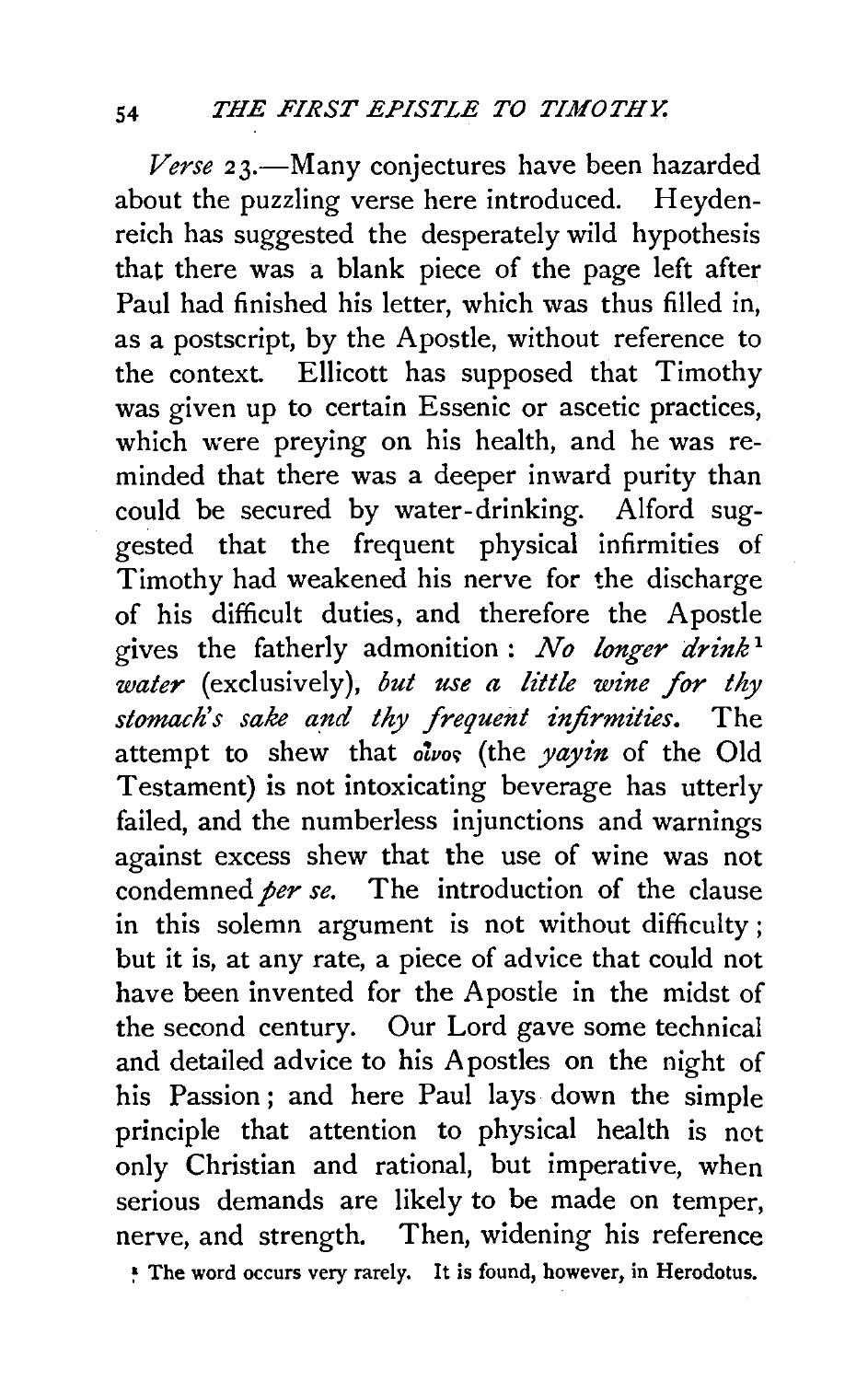*Verse* 23.—Many conjectures have been hazarded about the puzzling verse here introduced. Heydenreich has suggested the desperately wild hypothesis that there was a blank piece of the page left after Paul had finished his letter, which was thus filled in, as a postscript, by the Apostle, without reference to the context. Ellicott has supposed that Timothy was given up to certain Essenic or ascetic practices, which were preying on his health, and he was reminded that there was a deeper inward purity than could be secured by water-drinking. Alford suggested that the frequent physical infirmities of Timothy had weakened his nerve for the discharge of his difficult duties, and therefore the Apostle gives the fatherly admonition: *No longer drink*[1] *water* (exclusively), *but use a little wine for thy stomach's sake and thy frequent infirmities.* The attempt to shew that *οἶνος* (the *yayin* of the Old Testament) is not intoxicating beverage has utterly failed, and the numberless injunctions and warnings against excess shew that the use of wine was not condemned *per se.* The introduction of the clause in this solemn argument is not without difficulty; but it is, at any rate, a piece of advice that could not have been invented for the Apostle in the midst of the second century. Our Lord gave some technical and detailed advice to his Apostles on the night of his Passion; and here Paul lays down the simple principle that attention to physical health is not only Christian and rational, but imperative, when serious demands are likely to be made on temper, nerve, and strength. Then, widening his reference

[1] The word occurs very rarely. It is found, however, in Herodotus.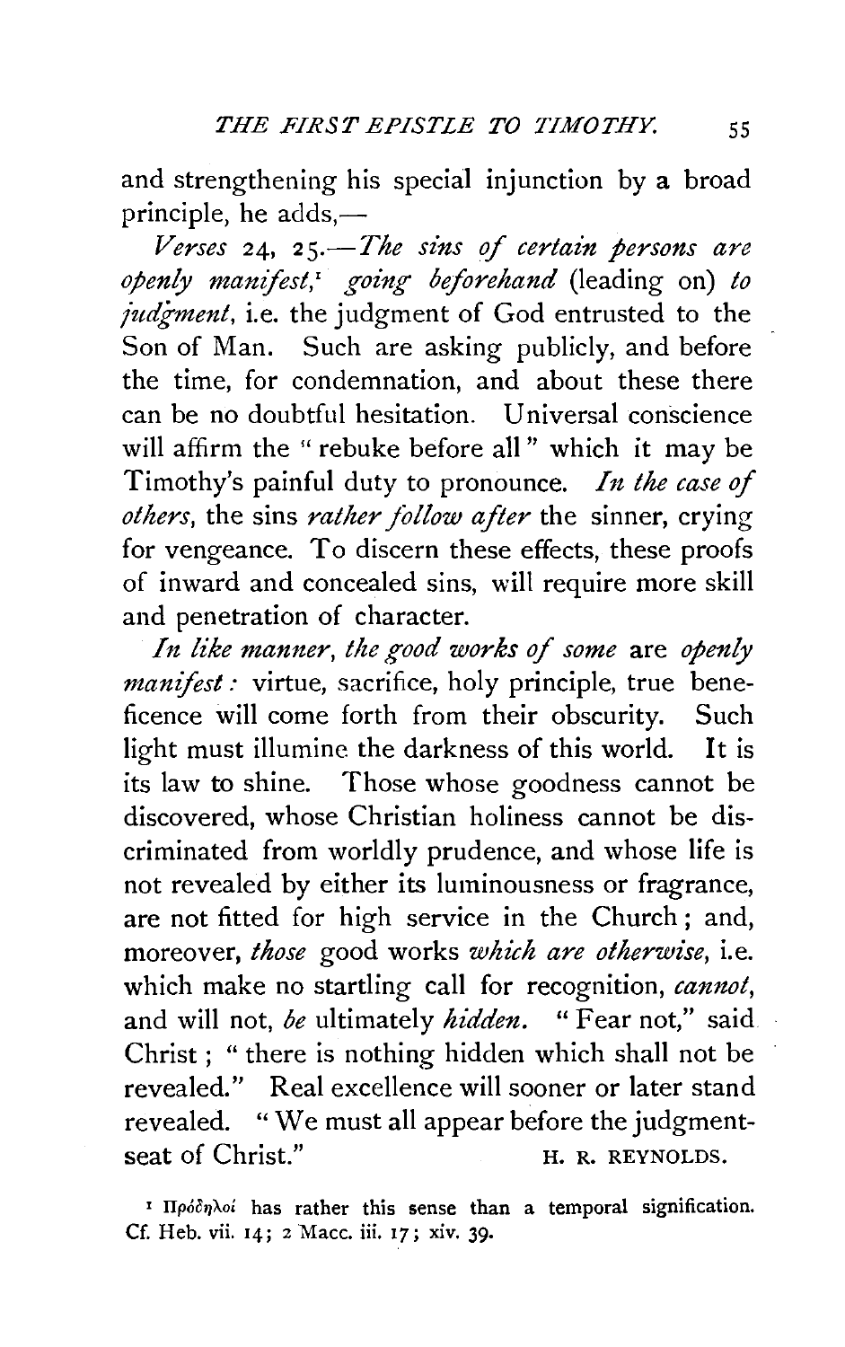and strengthening his special injunction by a broad principle, he adds,—

*Verses* 24, 25.—*The sins of certain persons are openly manifest*,[1] *going beforehand* (leading on) *to judgment*, i.e. the judgment of God entrusted to the Son of Man. Such are asking publicly, and before the time, for condemnation, and about these there can be no doubtful hesitation. Universal conscience will affirm the "rebuke before all" which it may be Timothy's painful duty to pronounce. *In the case of others*, the sins *rather follow after* the sinner, crying for vengeance. To discern these effects, these proofs of inward and concealed sins, will require more skill and penetration of character.

*In like manner, the good works of some* are *openly manifest:* virtue, sacrifice, holy principle, true beneficence will come forth from their obscurity. Such light must illumine the darkness of this world. It is its law to shine. Those whose goodness cannot be discovered, whose Christian holiness cannot be discriminated from worldly prudence, and whose life is not revealed by either its luminousness or fragrance, are not fitted for high service in the Church; and, moreover, *those* good works *which are otherwise*, i.e. which make no startling call for recognition, *cannot*, and will not, *be* ultimately *hidden*. "Fear not," said Christ; "there is nothing hidden which shall not be revealed." Real excellence will sooner or later stand revealed. "We must all appear before the judgment-seat of Christ."

H. R. REYNOLDS.

[1] Πρόδηλοί has rather this sense than a temporal signification. Cf. Heb. vii. 14; 2 Macc. iii. 17; xiv. 39.